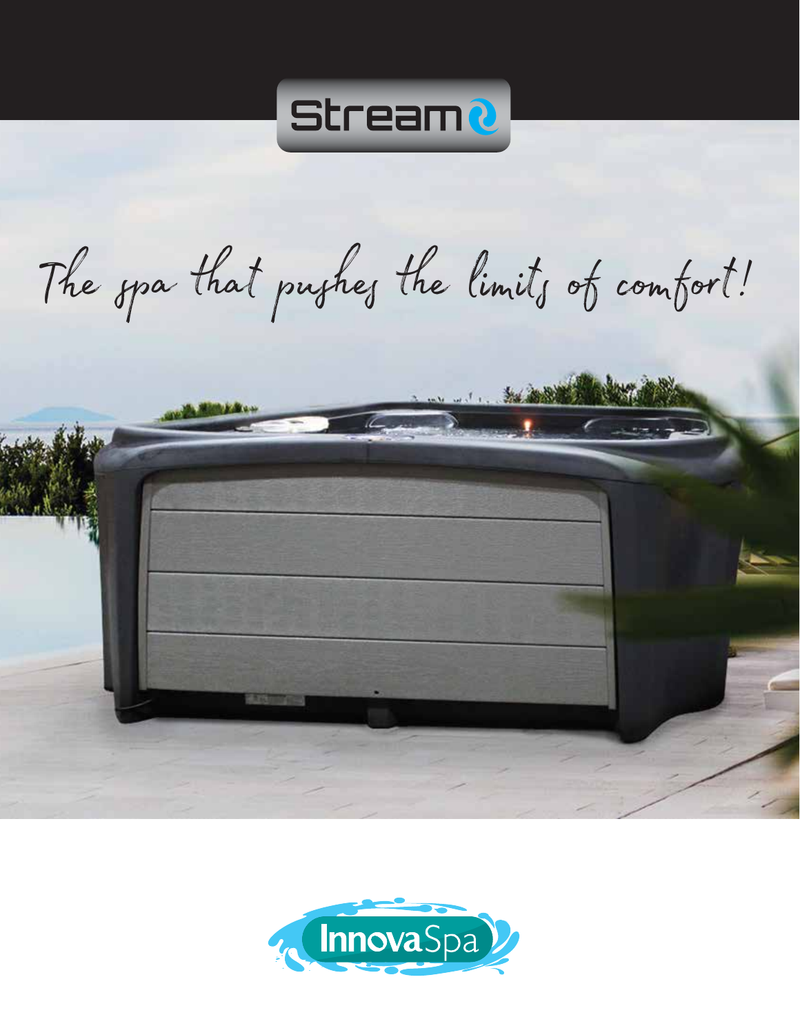# Stream

*The spa that pushes the limits of comfort!*

InnovaSpa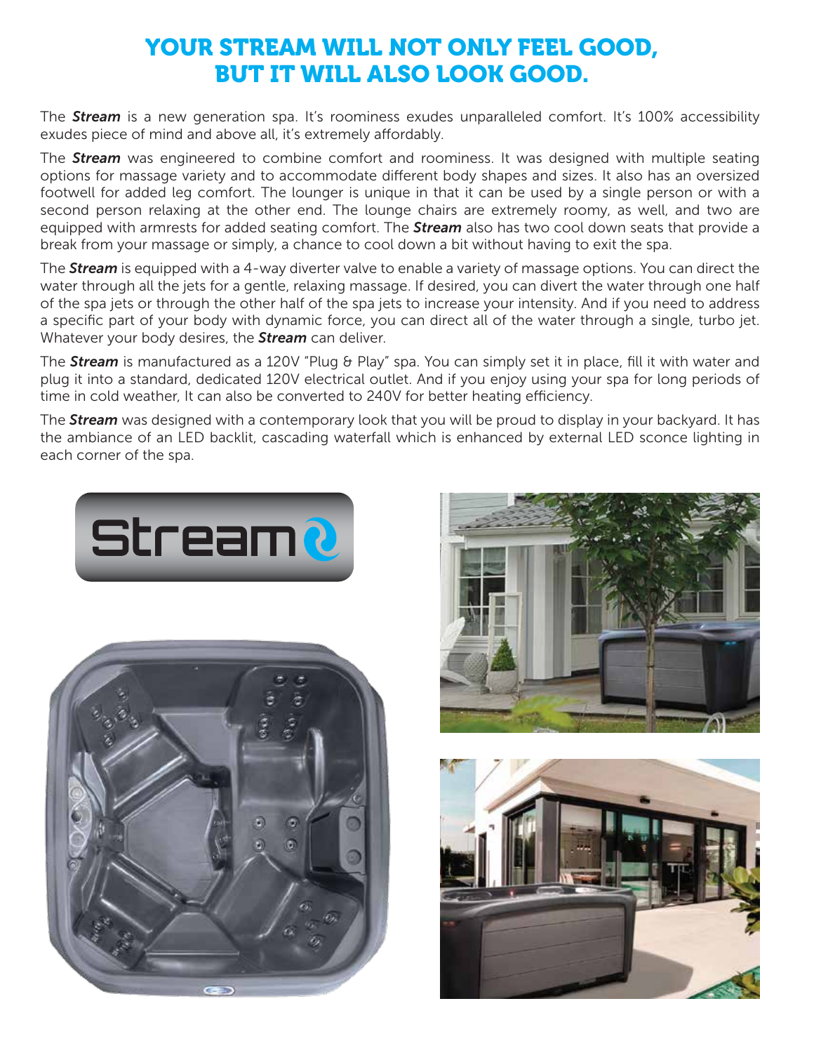# YOUR STREAM WILL NOT ONLY FEEL GOOD, BUT IT WILL ALSO LOOK GOOD.

The ***Stream*** is a new generation spa. It's roominess exudes unparalleled comfort. It's 100% accessibility exudes piece of mind and above all, it's extremely affordably.

The ***Stream*** was engineered to combine comfort and roominess. It was designed with multiple seating options for massage variety and to accommodate different body shapes and sizes. It also has an oversized footwell for added leg comfort. The lounger is unique in that it can be used by a single person or with a second person relaxing at the other end. The lounge chairs are extremely roomy, as well, and two are equipped with armrests for added seating comfort. The ***Stream*** also has two cool down seats that provide a break from your massage or simply, a chance to cool down a bit without having to exit the spa.

The ***Stream*** is equipped with a 4-way diverter valve to enable a variety of massage options. You can direct the water through all the jets for a gentle, relaxing massage. If desired, you can divert the water through one half of the spa jets or through the other half of the spa jets to increase your intensity. And if you need to address a specific part of your body with dynamic force, you can direct all of the water through a single, turbo jet. Whatever your body desires, the ***Stream*** can deliver.

The ***Stream*** is manufactured as a 120V "Plug & Play" spa. You can simply set it in place, fill it with water and plug it into a standard, dedicated 120V electrical outlet. And if you enjoy using your spa for long periods of time in cold weather, It can also be converted to 240V for better heating efficiency.

The ***Stream*** was designed with a contemporary look that you will be proud to display in your backyard. It has the ambiance of an LED backlit, cascading waterfall which is enhanced by external LED sconce lighting in each corner of the spa.

Stream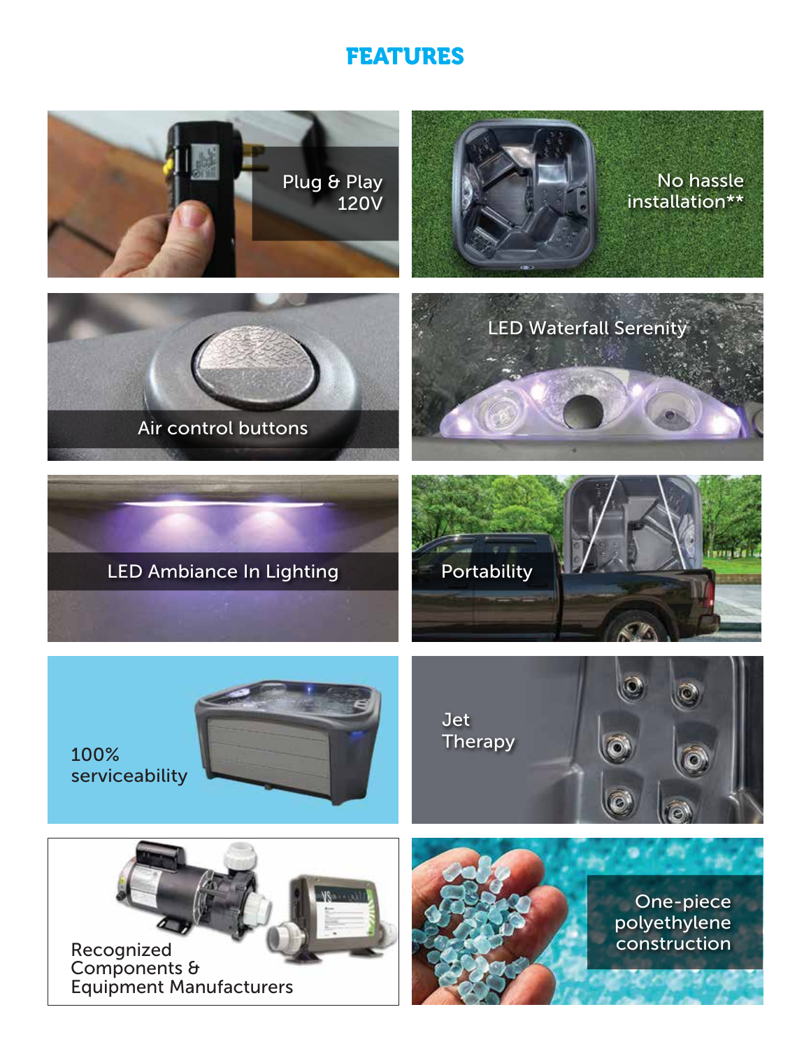# FEATURES

Plug & Play 120V

No hassle installation**

Air control buttons

LED Waterfall Serenity

LED Ambiance In Lighting

Portability

100% serviceability

Jet Therapy

Recognized Components & Equipment Manufacturers

One-piece polyethylene construction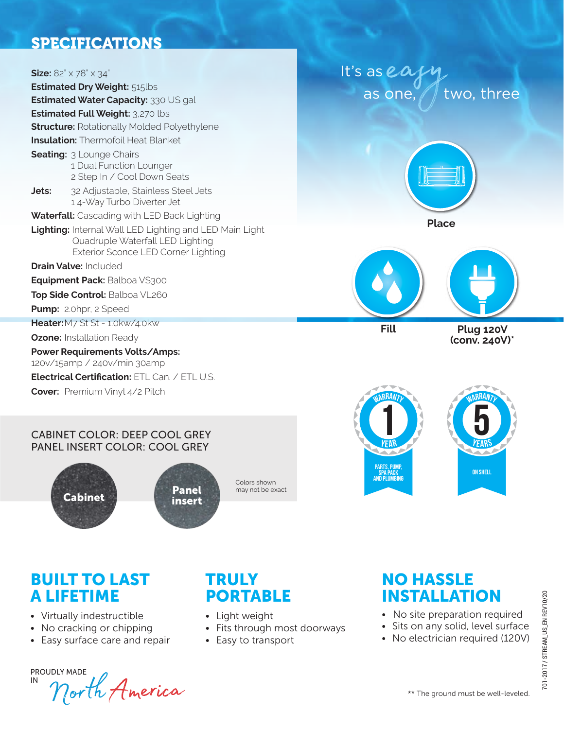## SPECIFICATIONS

**Size:** 82" x 78" x 34"
**Estimated Dry Weight:** 515lbs
**Estimated Water Capacity:** 330 US gal
**Estimated Full Weight:** 3,270 lbs
**Structure:** Rotationally Molded Polyethylene
**Insulation:** Thermofoil Heat Blanket
**Seating:** 3 Lounge Chairs
1 Dual Function Lounger
2 Step In / Cool Down Seats
**Jets:** 32 Adjustable, Stainless Steel Jets
1 4-Way Turbo Diverter Jet
**Waterfall:** Cascading with LED Back Lighting
**Lighting:** Internal Wall LED Lighting and LED Main Light
Quadruple Waterfall LED Lighting
Exterior Sconce LED Corner Lighting
**Drain Valve:** Included
**Equipment Pack:** Balboa VS300
**Top Side Control:** Balboa VL260
**Pump:** 2.0hpr, 2 Speed
**Heater:** M7 St St - 1.0kw/4.0kw
**Ozone:** Installation Ready
**Power Requirements Volts/Amps:**
120v/15amp / 240v/min 30amp
**Electrical Certification:** ETL Can. / ETL U.S.
**Cover:** Premium Vinyl 4/2 Pitch

CABINET COLOR: DEEP COOL GREY
PANEL INSERT COLOR: COOL GREY

Cabinet

Panel insert

Colors shown may not be exact

It's as easy as one, two, three

Place

Fill

Plug 120V (conv. 240V)*

WARRANTY 1 YEAR
PARTS, PUMP, SPA PACK AND PLUMBING

WARRANTY 5 YEARS
ON SHELL

## BUILT TO LAST A LIFETIME

- Virtually indestructible
- No cracking or chipping
- Easy surface care and repair

## TRULY PORTABLE

- Light weight
- Fits through most doorways
- Easy to transport

## NO HASSLE INSTALLATION

- No site preparation required
- Sits on any solid, level surface
- No electrician required (120V)

PROUDLY MADE IN North America

** The ground must be well-leveled.

701-2017 / STREAM_US_EN REV10/20